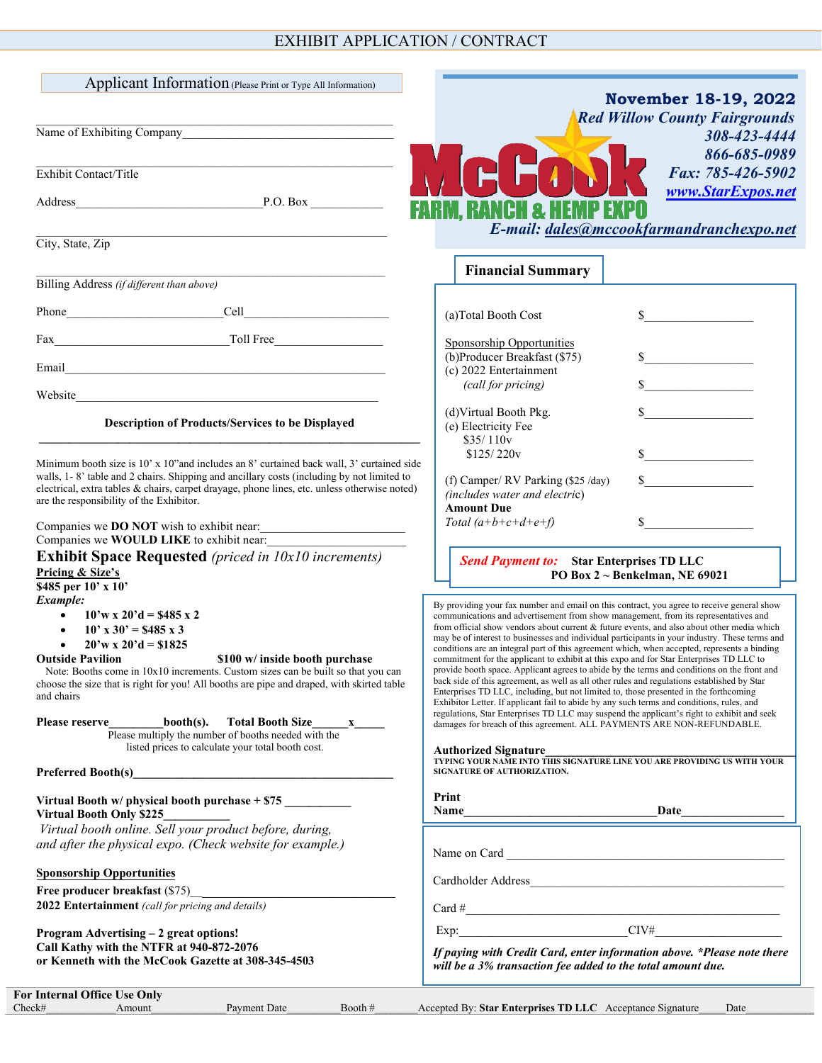# EXHIBIT APPLICATION / CONTRACT

## Applicant Information (Please Print or Type All Information)

Name of Exhibiting Company ________________________________

Exhibit Contact/Title ________________________________

Address ______________________________ P.O. Box ___________

City, State, Zip ________________________________

Billing Address *(if different than above)* ________________________________

Phone ______________________ Cell ______________________

Fax ___________________________ Toll Free _________________

Email ________________________________

Website ________________________________

**Description of Products/Services to be Displayed**

________________________________

Minimum booth size is 10' x 10"and includes an 8' curtained back wall, 3' curtained side walls, 1- 8' table and 2 chairs. Shipping and ancillary costs (including by not limited to electrical, extra tables & chairs, carpet drayage, phone lines, etc. unless otherwise noted) are the responsibility of the Exhibitor.

Companies we **DO NOT** wish to exhibit near: ______________________

Companies we **WOULD LIKE** to exhibit near: ______________________

## Exhibit Space Requested *(priced in 10x10 increments)*

**Pricing & Size's**

**$485 per 10' x 10'**

***Example:***

- **10'w x 20'd = $485 x 2**
- **10' x 30' = $485 x 3**
- **20'w x 20'd = $1825**

**Outside Pavilion** **$100 w/ inside booth purchase**

Note: Booths come in 10x10 increments. Custom sizes can be built so that you can choose the size that is right for you! All booths are pipe and draped, with skirted table and chairs

**Please reserve**_________**booth(s). Total Booth Size**______**x**_____

Please multiply the number of booths needed with the listed prices to calculate your total booth cost.

**Preferred Booth(s)**________________________________

**Virtual Booth w/ physical booth purchase + $75** __________

**Virtual Booth Only $225**__________

*Virtual booth online. Sell your product before, during, and after the physical expo. (Check website for example.)*

**Sponsorship Opportunities**

**Free producer breakfast** ($75)________________________________

**2022 Entertainment** *(call for pricing and details)*

**Program Advertising – 2 great options!**
**Call Kathy with the NTFR at 940-872-2076**
**or Kenneth with the McCook Gazette at 308-345-4503**

---

**McCook FARM, RANCH & HEMP EXPO**

**November 18-19, 2022**
***Red Willow County Fairgrounds***
***308-423-4444***
***866-685-0989***
***Fax: 785-426-5902***
***www.StarExpos.net***
***E-mail: dales@mccookfarmandranchexpo.net***

## Financial Summary

| | |
|---|---|
| (a)Total Booth Cost | $_________________ |
| Sponsorship Opportunities | |
| (b)Producer Breakfast ($75) | $_________________ |
| (c) 2022 Entertainment *(call for pricing)* | $_________________ |
| (d)Virtual Booth Pkg. | $_________________ |
| (e) Electricity Fee $35/ 110v $125/ 220v | $_________________ |
| (f) Camper/ RV Parking ($25 /day) *(includes water and electric)* | $_________________ |
| **Amount Due** *Total (a+b+c+d+e+f)* | $_________________ |

***Send Payment to:*** **Star Enterprises TD LLC**
**PO Box 2 ~ Benkelman, NE 69021**

By providing your fax number and email on this contract, you agree to receive general show communications and advertisement from show management, from its representatives and from official show vendors about current & future events, and also about other media which may be of interest to businesses and individual participants in your industry. These terms and conditions are an integral part of this agreement which, when accepted, represents a binding commitment for the applicant to exhibit at this expo and for Star Enterprises TD LLC to provide booth space. Applicant agrees to abide by the terms and conditions on the front and back side of this agreement, as well as all other rules and regulations established by Star Enterprises TD LLC, including, but not limited to, those presented in the forthcoming Exhibitor Letter. If applicant fail to abide by any such terms and conditions, rules, and regulations, Star Enterprises TD LLC may suspend the applicant's right to exhibit and seek damages for breach of this agreement. ALL PAYMENTS ARE NON-REFUNDABLE.

**Authorized Signature**________________________________
**TYPING YOUR NAME INTO THIS SIGNATURE LINE YOU ARE PROVIDING US WITH YOUR SIGNATURE OF AUTHORIZATION.**

**Print Name**______________________________ **Date**________________

Name on Card ________________________________

Cardholder Address ________________________________

Card #________________________________

Exp:__________________________ CIV#___________________

***If paying with Credit Card, enter information above. *Please note there will be a 3% transaction fee added to the total amount due.***

---

**For Internal Office Use Only**

Check#__________ Amount__________ Payment Date__________ Booth #__________ Accepted By: **Star Enterprises TD LLC** Acceptance Signature_____ Date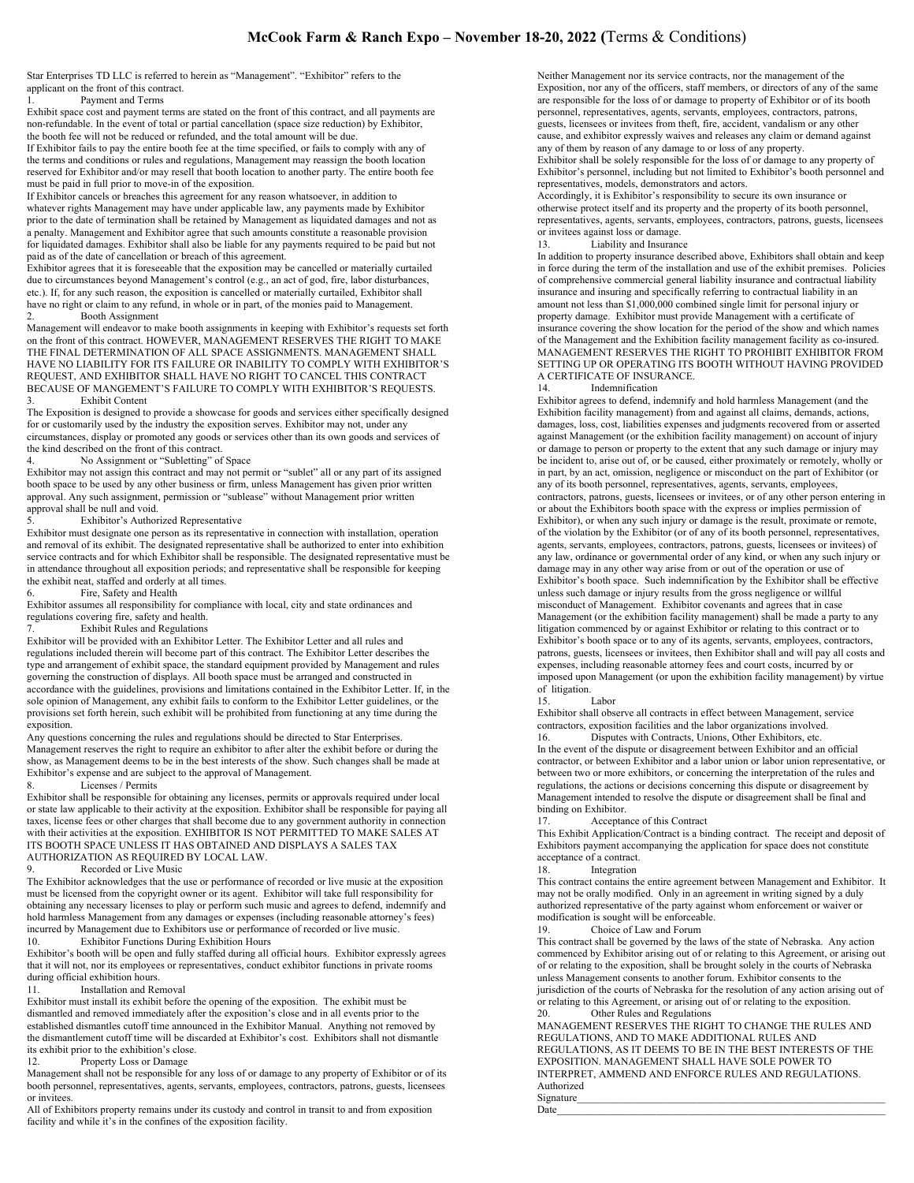# McCook Farm & Ranch Expo – November 18-20, 2022 (Terms & Conditions)

Star Enterprises TD LLC is referred to herein as "Management". "Exhibitor" refers to the applicant on the front of this contract.

1. Payment and Terms

Exhibit space cost and payment terms are stated on the front of this contract, and all payments are non-refundable. In the event of total or partial cancellation (space size reduction) by Exhibitor, the booth fee will not be reduced or refunded, and the total amount will be due.

If Exhibitor fails to pay the entire booth fee at the time specified, or fails to comply with any of the terms and conditions or rules and regulations, Management may reassign the booth location reserved for Exhibitor and/or may resell that booth location to another party. The entire booth fee must be paid in full prior to move-in of the exposition.

If Exhibitor cancels or breaches this agreement for any reason whatsoever, in addition to whatever rights Management may have under applicable law, any payments made by Exhibitor prior to the date of termination shall be retained by Management as liquidated damages and not as a penalty. Management and Exhibitor agree that such amounts constitute a reasonable provision for liquidated damages. Exhibitor shall also be liable for any payments required to be paid but not paid as of the date of cancellation or breach of this agreement.

Exhibitor agrees that it is foreseeable that the exposition may be cancelled or materially curtailed due to circumstances beyond Management's control (e.g., an act of god, fire, labor disturbances, etc.). If, for any such reason, the exposition is cancelled or materially curtailed, Exhibitor shall have no right or claim to any refund, in whole or in part, of the monies paid to Management.

2. Booth Assignment

Management will endeavor to make booth assignments in keeping with Exhibitor's requests set forth on the front of this contract. HOWEVER, MANAGEMENT RESERVES THE RIGHT TO MAKE THE FINAL DETERMINATION OF ALL SPACE ASSIGNMENTS. MANAGEMENT SHALL HAVE NO LIABILITY FOR ITS FAILURE OR INABILITY TO COMPLY WITH EXHIBITOR'S REQUEST, AND EXHIBITOR SHALL HAVE NO RIGHT TO CANCEL THIS CONTRACT BECAUSE OF MANGEMENT'S FAILURE TO COMPLY WITH EXHIBITOR'S REQUESTS.

3. Exhibit Content

The Exposition is designed to provide a showcase for goods and services either specifically designed for or customarily used by the industry the exposition serves. Exhibitor may not, under any circumstances, display or promoted any goods or services other than its own goods and services of the kind described on the front of this contract.

4. No Assignment or "Subletting" of Space

Exhibitor may not assign this contract and may not permit or "sublet" all or any part of its assigned booth space to be used by any other business or firm, unless Management has given prior written approval. Any such assignment, permission or "sublease" without Management prior written approval shall be null and void.

5. Exhibitor's Authorized Representative

Exhibitor must designate one person as its representative in connection with installation, operation and removal of its exhibit. The designated representative shall be authorized to enter into exhibition service contracts and for which Exhibitor shall be responsible. The designated representative must be in attendance throughout all exposition periods; and representative shall be responsible for keeping the exhibit neat, staffed and orderly at all times.

6. Fire, Safety and Health

Exhibitor assumes all responsibility for compliance with local, city and state ordinances and regulations covering fire, safety and health.

7. Exhibit Rules and Regulations

Exhibitor will be provided with an Exhibitor Letter. The Exhibitor Letter and all rules and regulations included therein will become part of this contract. The Exhibitor Letter describes the type and arrangement of exhibit space, the standard equipment provided by Management and rules governing the construction of displays. All booth space must be arranged and constructed in accordance with the guidelines, provisions and limitations contained in the Exhibitor Letter. If, in the sole opinion of Management, any exhibit fails to conform to the Exhibitor Letter guidelines, or the provisions set forth herein, such exhibit will be prohibited from functioning at any time during the exposition.

Any questions concerning the rules and regulations should be directed to Star Enterprises. Management reserves the right to require an exhibitor to after alter the exhibit before or during the show, as Management deems to be in the best interests of the show. Such changes shall be made at Exhibitor's expense and are subject to the approval of Management.

8. Licenses / Permits

Exhibitor shall be responsible for obtaining any licenses, permits or approvals required under local or state law applicable to their activity at the exposition. Exhibitor shall be responsible for paying all taxes, license fees or other charges that shall become due to any government authority in connection with their activities at the exposition. EXHIBITOR IS NOT PERMITTED TO MAKE SALES AT ITS BOOTH SPACE UNLESS IT HAS OBTAINED AND DISPLAYS A SALES TAX AUTHORIZATION AS REQUIRED BY LOCAL LAW.

9. Recorded or Live Music

The Exhibitor acknowledges that the use or performance of recorded or live music at the exposition must be licensed from the copyright owner or its agent. Exhibitor will take full responsibility for obtaining any necessary licenses to play or perform such music and agrees to defend, indemnify and hold harmless Management from any damages or expenses (including reasonable attorney's fees) incurred by Management due to Exhibitors use or performance of recorded or live music.

10. Exhibitor Functions During Exhibition Hours

Exhibitor's booth will be open and fully staffed during all official hours. Exhibitor expressly agrees that it will not, nor its employees or representatives, conduct exhibitor functions in private rooms during official exhibition hours.

11. Installation and Removal

Exhibitor must install its exhibit before the opening of the exposition. The exhibit must be dismantled and removed immediately after the exposition's close and in all events prior to the established dismantles cutoff time announced in the Exhibitor Manual. Anything not removed by the dismantlement cutoff time will be discarded at Exhibitor's cost. Exhibitors shall not dismantle its exhibit prior to the exhibition's close.

12. Property Loss or Damage

Management shall not be responsible for any loss of or damage to any property of Exhibitor or of its booth personnel, representatives, agents, servants, employees, contractors, patrons, guests, licensees or invitees.

All of Exhibitors property remains under its custody and control in transit to and from exposition facility and while it's in the confines of the exposition facility.

Neither Management nor its service contracts, nor the management of the Exposition, nor any of the officers, staff members, or directors of any of the same are responsible for the loss of or damage to property of Exhibitor or of its booth personnel, representatives, agents, servants, employees, contractors, patrons, guests, licensees or invitees from theft, fire, accident, vandalism or any other cause, and exhibitor expressly waives and releases any claim or demand against any of them by reason of any damage to or loss of any property.

Exhibitor shall be solely responsible for the loss of or damage to any property of Exhibitor's personnel, including but not limited to Exhibitor's booth personnel and representatives, models, demonstrators and actors.

Accordingly, it is Exhibitor's responsibility to secure its own insurance or otherwise protect itself and its property and the property of its booth personnel, representatives, agents, servants, employees, contractors, patrons, guests, licensees or invitees against loss or damage.

13. Liability and Insurance

In addition to property insurance described above, Exhibitors shall obtain and keep in force during the term of the installation and use of the exhibit premises. Policies of comprehensive commercial general liability insurance and contractual liability insurance and insuring and specifically referring to contractual liability in an amount not less than $1,000,000 combined single limit for personal injury or property damage. Exhibitor must provide Management with a certificate of insurance covering the show location for the period of the show and which names of the Management and the Exhibition facility management facility as co-insured. MANAGEMENT RESERVES THE RIGHT TO PROHIBIT EXHIBITOR FROM SETTING UP OR OPERATING ITS BOOTH WITHOUT HAVING PROVIDED A CERTIFICATE OF INSURANCE.

14. Indemnification

Exhibitor agrees to defend, indemnify and hold harmless Management (and the Exhibition facility management) from and against all claims, demands, actions, damages, loss, cost, liabilities expenses and judgments recovered from or asserted against Management (or the exhibition facility management) on account of injury or damage to person or property to the extent that any such damage or injury may be incident to, arise out of, or be caused, either proximately or remotely, wholly or in part, by an act, omission, negligence or misconduct on the part of Exhibitor (or any of its booth personnel, representatives, agents, servants, employees, contractors, patrons, guests, licensees or invitees, or of any other person entering in or about the Exhibitors booth space with the express or implies permission of Exhibitor), or when any such injury or damage is the result, proximate or remote, of the violation by the Exhibitor (or of any of its booth personnel, representatives, agents, servants, employees, contractors, patrons, guests, licensees or invitees) of any law, ordinance or governmental order of any kind, or when any such injury or damage may in any other way arise from or out of the operation or use of Exhibitor's booth space. Such indemnification by the Exhibitor shall be effective unless such damage or injury results from the gross negligence or willful misconduct of Management. Exhibitor covenants and agrees that in case Management (or the exhibition facility management) shall be made a party to any litigation commenced by or against Exhibitor or relating to this contract or to Exhibitor's booth space or to any of its agents, servants, employees, contractors, patrons, guests, licensees or invitees, then Exhibitor shall and will pay all costs and expenses, including reasonable attorney fees and court costs, incurred by or imposed upon Management (or upon the exhibition facility management) by virtue of litigation.

15. Labor

Exhibitor shall observe all contracts in effect between Management, service contractors, exposition facilities and the labor organizations involved.

16. Disputes with Contracts, Unions, Other Exhibitors, etc.

In the event of the dispute or disagreement between Exhibitor and an official contractor, or between Exhibitor and a labor union or labor union representative, or between two or more exhibitors, or concerning the interpretation of the rules and regulations, the actions or decisions concerning this dispute or disagreement by Management intended to resolve the dispute or disagreement shall be final and binding on Exhibitor.

17. Acceptance of this Contract

This Exhibit Application/Contract is a binding contract. The receipt and deposit of Exhibitors payment accompanying the application for space does not constitute acceptance of a contract.

18. Integration

This contract contains the entire agreement between Management and Exhibitor. It may not be orally modified. Only in an agreement in writing signed by a duly authorized representative of the party against whom enforcement or waiver or modification is sought will be enforceable.

19. Choice of Law and Forum

This contract shall be governed by the laws of the state of Nebraska. Any action commenced by Exhibitor arising out of or relating to this Agreement, or arising out of or relating to the exposition, shall be brought solely in the courts of Nebraska unless Management consents to another forum. Exhibitor consents to the jurisdiction of the courts of Nebraska for the resolution of any action arising out of or relating to this Agreement, or arising out of or relating to the exposition.

20. Other Rules and Regulations

MANAGEMENT RESERVES THE RIGHT TO CHANGE THE RULES AND REGULATIONS, AND TO MAKE ADDITIONAL RULES AND REGULATIONS, AS IT DEEMS TO BE IN THE BEST INTERESTS OF THE EXPOSITION. MANAGEMENT SHALL HAVE SOLE POWER TO INTERPRET, AMMEND AND ENFORCE RULES AND REGULATIONS.

Authorized

Signature_______________________________________________

Date___________________________________________________